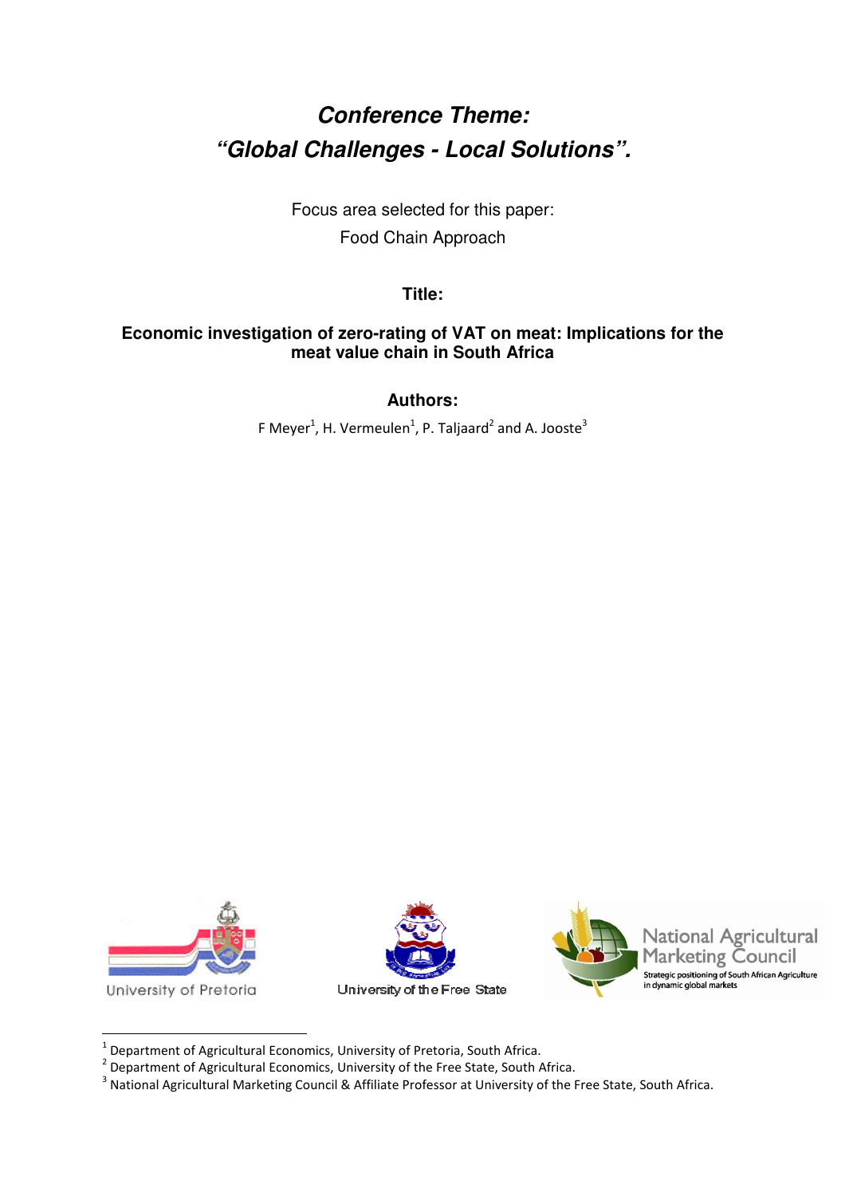# *Conference Theme: "Global Challenges - Local Solutions".*

Focus area selected for this paper:

Food Chain Approach

**Title:**

## Economic investigation of zero-rating of VAT on meat: Implications for the meat value chain in South Africa

**Authors:**

F Meyer[1], H. Vermeulen[1], P. Taljaard[2] and A. Jooste[3]

University of Pretoria

University of the Free State

National Agricultural Marketing Council

Strategic positioning of South African Agriculture in dynamic global markets

---

[1] Department of Agricultural Economics, University of Pretoria, South Africa.

[2] Department of Agricultural Economics, University of the Free State, South Africa.

[3] National Agricultural Marketing Council & Affiliate Professor at University of the Free State, South Africa.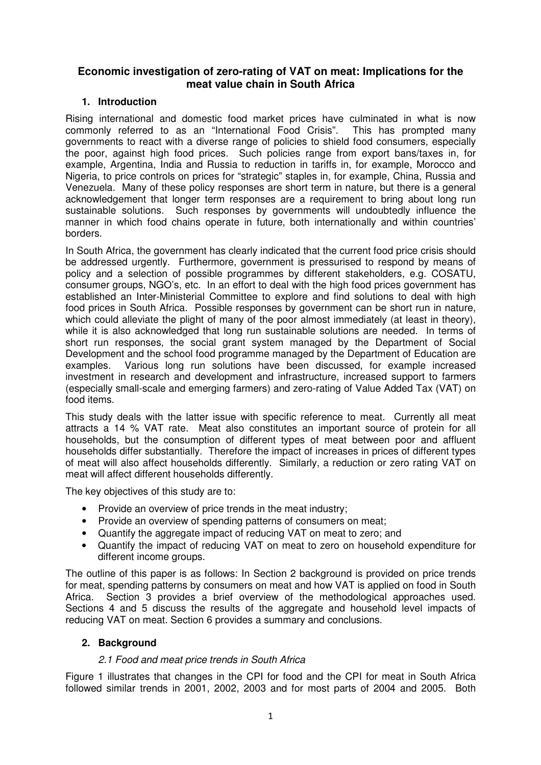# Economic investigation of zero-rating of VAT on meat: Implications for the meat value chain in South Africa

## 1. Introduction

Rising international and domestic food market prices have culminated in what is now commonly referred to as an "International Food Crisis". This has prompted many governments to react with a diverse range of policies to shield food consumers, especially the poor, against high food prices. Such policies range from export bans/taxes in, for example, Argentina, India and Russia to reduction in tariffs in, for example, Morocco and Nigeria, to price controls on prices for "strategic" staples in, for example, China, Russia and Venezuela. Many of these policy responses are short term in nature, but there is a general acknowledgement that longer term responses are a requirement to bring about long run sustainable solutions. Such responses by governments will undoubtedly influence the manner in which food chains operate in future, both internationally and within countries' borders.

In South Africa, the government has clearly indicated that the current food price crisis should be addressed urgently. Furthermore, government is pressurised to respond by means of policy and a selection of possible programmes by different stakeholders, e.g. COSATU, consumer groups, NGO's, etc. In an effort to deal with the high food prices government has established an Inter-Ministerial Committee to explore and find solutions to deal with high food prices in South Africa. Possible responses by government can be short run in nature, which could alleviate the plight of many of the poor almost immediately (at least in theory), while it is also acknowledged that long run sustainable solutions are needed. In terms of short run responses, the social grant system managed by the Department of Social Development and the school food programme managed by the Department of Education are examples. Various long run solutions have been discussed, for example increased investment in research and development and infrastructure, increased support to farmers (especially small-scale and emerging farmers) and zero-rating of Value Added Tax (VAT) on food items.

This study deals with the latter issue with specific reference to meat. Currently all meat attracts a 14 % VAT rate. Meat also constitutes an important source of protein for all households, but the consumption of different types of meat between poor and affluent households differ substantially. Therefore the impact of increases in prices of different types of meat will also affect households differently. Similarly, a reduction or zero rating VAT on meat will affect different households differently.

The key objectives of this study are to:

- Provide an overview of price trends in the meat industry;
- Provide an overview of spending patterns of consumers on meat;
- Quantify the aggregate impact of reducing VAT on meat to zero; and
- Quantify the impact of reducing VAT on meat to zero on household expenditure for different income groups.

The outline of this paper is as follows: In Section 2 background is provided on price trends for meat, spending patterns by consumers on meat and how VAT is applied on food in South Africa. Section 3 provides a brief overview of the methodological approaches used. Sections 4 and 5 discuss the results of the aggregate and household level impacts of reducing VAT on meat. Section 6 provides a summary and conclusions.

## 2. Background

### *2.1 Food and meat price trends in South Africa*

Figure 1 illustrates that changes in the CPI for food and the CPI for meat in South Africa followed similar trends in 2001, 2002, 2003 and for most parts of 2004 and 2005. Both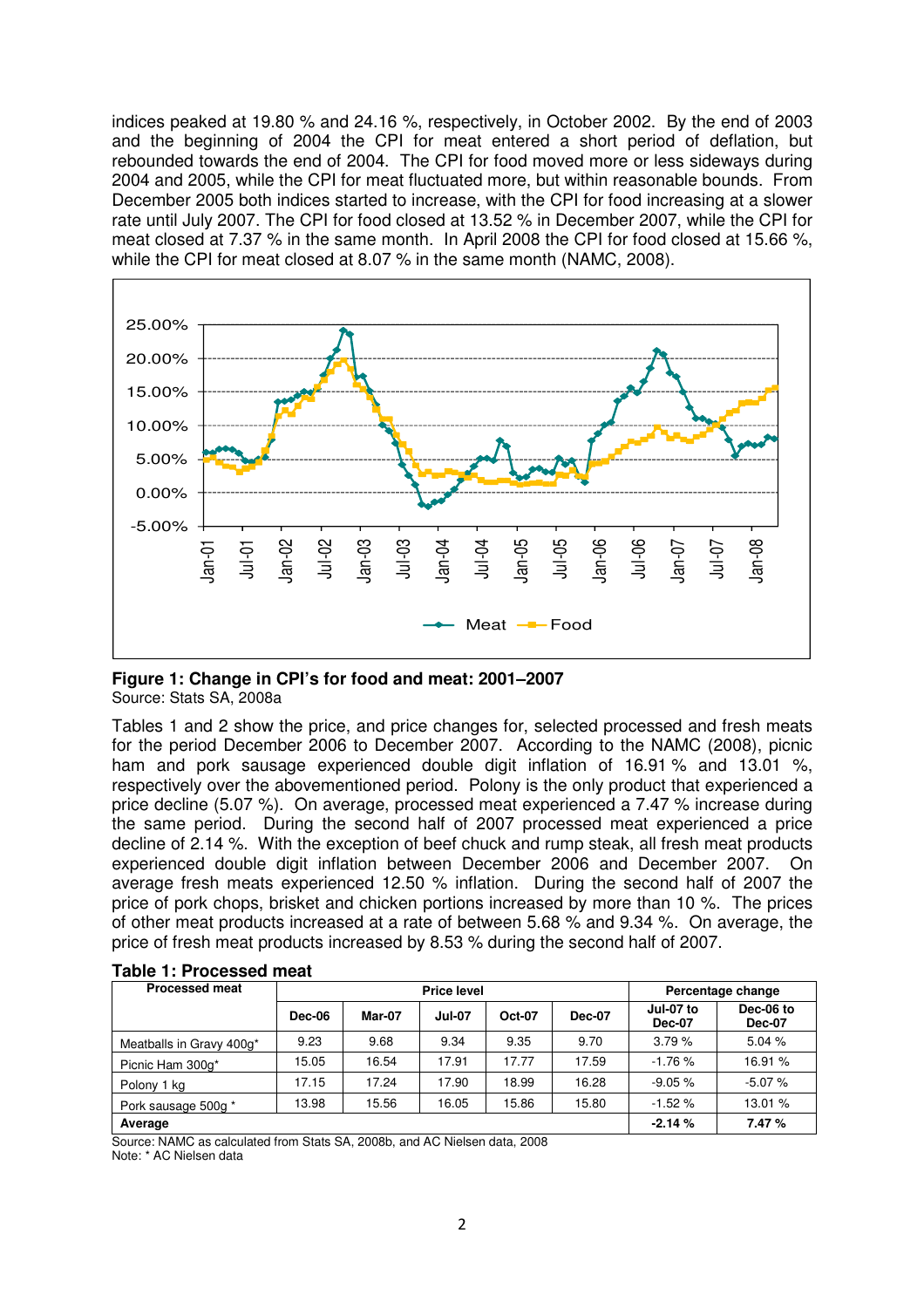indices peaked at 19.80 % and 24.16 %, respectively, in October 2002. By the end of 2003 and the beginning of 2004 the CPI for meat entered a short period of deflation, but rebounded towards the end of 2004. The CPI for food moved more or less sideways during 2004 and 2005, while the CPI for meat fluctuated more, but within reasonable bounds. From December 2005 both indices started to increase, with the CPI for food increasing at a slower rate until July 2007. The CPI for food closed at 13.52 % in December 2007, while the CPI for meat closed at 7.37 % in the same month. In April 2008 the CPI for food closed at 15.66 %, while the CPI for meat closed at 8.07 % in the same month (NAMC, 2008).

**Figure 1: Change in CPI's for food and meat: 2001–2007**
Source: Stats SA, 2008a

Tables 1 and 2 show the price, and price changes for, selected processed and fresh meats for the period December 2006 to December 2007. According to the NAMC (2008), picnic ham and pork sausage experienced double digit inflation of 16.91 % and 13.01 %, respectively over the abovementioned period. Polony is the only product that experienced a price decline (5.07 %). On average, processed meat experienced a 7.47 % increase during the same period. During the second half of 2007 processed meat experienced a price decline of 2.14 %. With the exception of beef chuck and rump steak, all fresh meat products experienced double digit inflation between December 2006 and December 2007. On average fresh meats experienced 12.50 % inflation. During the second half of 2007 the price of pork chops, brisket and chicken portions increased by more than 10 %. The prices of other meat products increased at a rate of between 5.68 % and 9.34 %. On average, the price of fresh meat products increased by 8.53 % during the second half of 2007.

**Table 1: Processed meat**

| Processed meat | Price level | | | | | Percentage change | |
|---|---|---|---|---|---|---|---|
| | Dec-06 | Mar-07 | Jul-07 | Oct-07 | Dec-07 | Jul-07 to Dec-07 | Dec-06 to Dec-07 |
| Meatballs in Gravy 400g* | 9.23 | 9.68 | 9.34 | 9.35 | 9.70 | 3.79 % | 5.04 % |
| Picnic Ham 300g* | 15.05 | 16.54 | 17.91 | 17.77 | 17.59 | -1.76 % | 16.91 % |
| Polony 1 kg | 17.15 | 17.24 | 17.90 | 18.99 | 16.28 | -9.05 % | -5.07 % |
| Pork sausage 500g * | 13.98 | 15.56 | 16.05 | 15.86 | 15.80 | -1.52 % | 13.01 % |
| **Average** | | | | | | **-2.14 %** | **7.47 %** |

Source: NAMC as calculated from Stats SA, 2008b, and AC Nielsen data, 2008
Note: * AC Nielsen data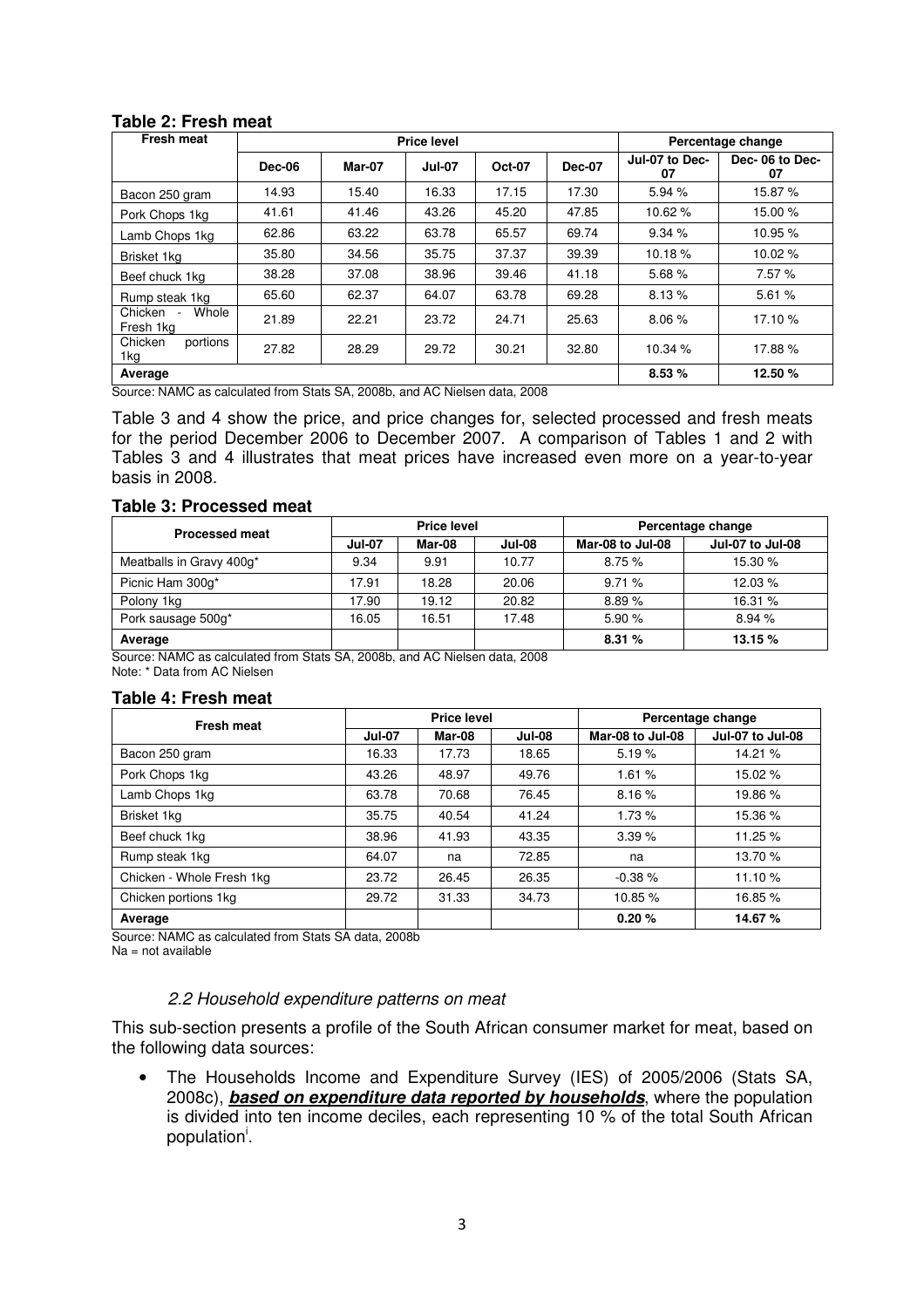**Table 2: Fresh meat**

| Fresh meat | Price level | | | | | Percentage change | |
|---|---|---|---|---|---|---|---|
| | Dec-06 | Mar-07 | Jul-07 | Oct-07 | Dec-07 | Jul-07 to Dec-07 | Dec- 06 to Dec-07 |
| Bacon 250 gram | 14.93 | 15.40 | 16.33 | 17.15 | 17.30 | 5.94 % | 15.87 % |
| Pork Chops 1kg | 41.61 | 41.46 | 43.26 | 45.20 | 47.85 | 10.62 % | 15.00 % |
| Lamb Chops 1kg | 62.86 | 63.22 | 63.78 | 65.57 | 69.74 | 9.34 % | 10.95 % |
| Brisket 1kg | 35.80 | 34.56 | 35.75 | 37.37 | 39.39 | 10.18 % | 10.02 % |
| Beef chuck 1kg | 38.28 | 37.08 | 38.96 | 39.46 | 41.18 | 5.68 % | 7.57 % |
| Rump steak 1kg | 65.60 | 62.37 | 64.07 | 63.78 | 69.28 | 8.13 % | 5.61 % |
| Chicken - Whole Fresh 1kg | 21.89 | 22.21 | 23.72 | 24.71 | 25.63 | 8.06 % | 17.10 % |
| Chicken portions 1kg | 27.82 | 28.29 | 29.72 | 30.21 | 32.80 | 10.34 % | 17.88 % |
| **Average** | | | | | | **8.53 %** | **12.50 %** |

Source: NAMC as calculated from Stats SA, 2008b, and AC Nielsen data, 2008

Table 3 and 4 show the price, and price changes for, selected processed and fresh meats for the period December 2006 to December 2007. A comparison of Tables 1 and 2 with Tables 3 and 4 illustrates that meat prices have increased even more on a year-to-year basis in 2008.

**Table 3: Processed meat**

| Processed meat | Price level | | | Percentage change | |
|---|---|---|---|---|---|
| | Jul-07 | Mar-08 | Jul-08 | Mar-08 to Jul-08 | Jul-07 to Jul-08 |
| Meatballs in Gravy 400g* | 9.34 | 9.91 | 10.77 | 8.75 % | 15.30 % |
| Picnic Ham 300g* | 17.91 | 18.28 | 20.06 | 9.71 % | 12.03 % |
| Polony 1kg | 17.90 | 19.12 | 20.82 | 8.89 % | 16.31 % |
| Pork sausage 500g* | 16.05 | 16.51 | 17.48 | 5.90 % | 8.94 % |
| **Average** | | | | **8.31 %** | **13.15 %** |

Source: NAMC as calculated from Stats SA, 2008b, and AC Nielsen data, 2008
Note: * Data from AC Nielsen

**Table 4: Fresh meat**

| Fresh meat | Price level | | | Percentage change | |
|---|---|---|---|---|---|
| | Jul-07 | Mar-08 | Jul-08 | Mar-08 to Jul-08 | Jul-07 to Jul-08 |
| Bacon 250 gram | 16.33 | 17.73 | 18.65 | 5.19 % | 14.21 % |
| Pork Chops 1kg | 43.26 | 48.97 | 49.76 | 1.61 % | 15.02 % |
| Lamb Chops 1kg | 63.78 | 70.68 | 76.45 | 8.16 % | 19.86 % |
| Brisket 1kg | 35.75 | 40.54 | 41.24 | 1.73 % | 15.36 % |
| Beef chuck 1kg | 38.96 | 41.93 | 43.35 | 3.39 % | 11.25 % |
| Rump steak 1kg | 64.07 | na | 72.85 | na | 13.70 % |
| Chicken - Whole Fresh 1kg | 23.72 | 26.45 | 26.35 | -0.38 % | 11.10 % |
| Chicken portions 1kg | 29.72 | 31.33 | 34.73 | 10.85 % | 16.85 % |
| **Average** | | | | **0.20 %** | **14.67 %** |

Source: NAMC as calculated from Stats SA data, 2008b
Na = not available

### *2.2 Household expenditure patterns on meat*

This sub-section presents a profile of the South African consumer market for meat, based on the following data sources:

- The Households Income and Expenditure Survey (IES) of 2005/2006 (Stats SA, 2008c), ***based on expenditure data reported by households***, where the population is divided into ten income deciles, each representing 10 % of the total South African population[i].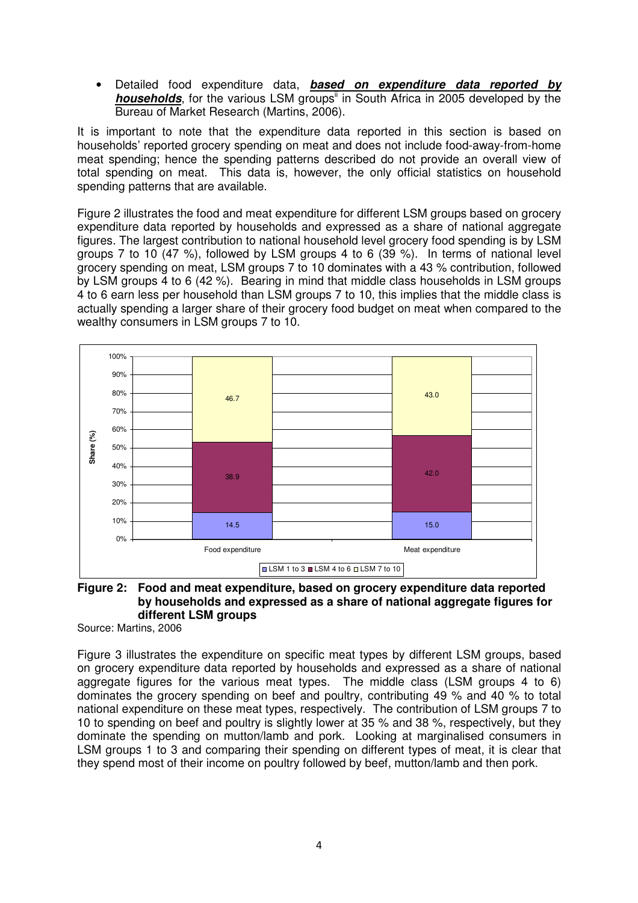- Detailed food expenditure data, ***based on expenditure data reported by households***, for the various LSM groups[ii] in South Africa in 2005 developed by the Bureau of Market Research (Martins, 2006).

It is important to note that the expenditure data reported in this section is based on households' reported grocery spending on meat and does not include food-away-from-home meat spending; hence the spending patterns described do not provide an overall view of total spending on meat. This data is, however, the only official statistics on household spending patterns that are available.

Figure 2 illustrates the food and meat expenditure for different LSM groups based on grocery expenditure data reported by households and expressed as a share of national aggregate figures. The largest contribution to national household level grocery food spending is by LSM groups 7 to 10 (47 %), followed by LSM groups 4 to 6 (39 %). In terms of national level grocery spending on meat, LSM groups 7 to 10 dominates with a 43 % contribution, followed by LSM groups 4 to 6 (42 %). Bearing in mind that middle class households in LSM groups 4 to 6 earn less per household than LSM groups 7 to 10, this implies that the middle class is actually spending a larger share of their grocery food budget on meat when compared to the wealthy consumers in LSM groups 7 to 10.

| Share (%) | Food expenditure | Meat expenditure |
|---|---|---|
| LSM 1 to 3 | 14.5 | 15.0 |
| LSM 4 to 6 | 38.9 | 42.0 |
| LSM 7 to 10 | 46.7 | 43.0 |

**Figure 2: Food and meat expenditure, based on grocery expenditure data reported by households and expressed as a share of national aggregate figures for different LSM groups**

Source: Martins, 2006

Figure 3 illustrates the expenditure on specific meat types by different LSM groups, based on grocery expenditure data reported by households and expressed as a share of national aggregate figures for the various meat types. The middle class (LSM groups 4 to 6) dominates the grocery spending on beef and poultry, contributing 49 % and 40 % to total national expenditure on these meat types, respectively. The contribution of LSM groups 7 to 10 to spending on beef and poultry is slightly lower at 35 % and 38 %, respectively, but they dominate the spending on mutton/lamb and pork. Looking at marginalised consumers in LSM groups 1 to 3 and comparing their spending on different types of meat, it is clear that they spend most of their income on poultry followed by beef, mutton/lamb and then pork.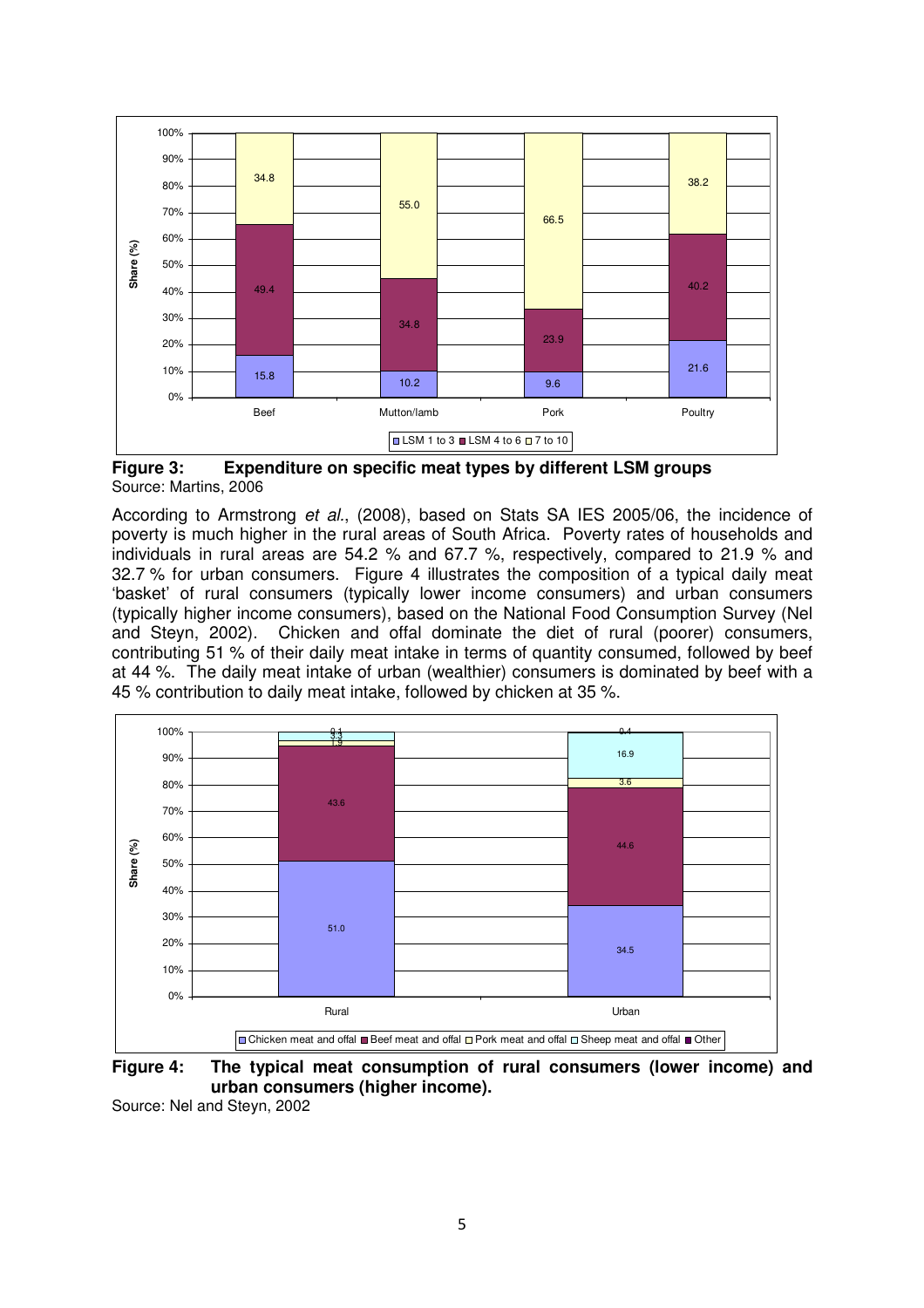**Figure 3: Expenditure on specific meat types by different LSM groups**
Source: Martins, 2006

According to Armstrong *et al.*, (2008), based on Stats SA IES 2005/06, the incidence of poverty is much higher in the rural areas of South Africa. Poverty rates of households and individuals in rural areas are 54.2 % and 67.7 %, respectively, compared to 21.9 % and 32.7 % for urban consumers. Figure 4 illustrates the composition of a typical daily meat 'basket' of rural consumers (typically lower income consumers) and urban consumers (typically higher income consumers), based on the National Food Consumption Survey (Nel and Steyn, 2002). Chicken and offal dominate the diet of rural (poorer) consumers, contributing 51 % of their daily meat intake in terms of quantity consumed, followed by beef at 44 %. The daily meat intake of urban (wealthier) consumers is dominated by beef with a 45 % contribution to daily meat intake, followed by chicken at 35 %.

**Figure 4: The typical meat consumption of rural consumers (lower income) and urban consumers (higher income).**
Source: Nel and Steyn, 2002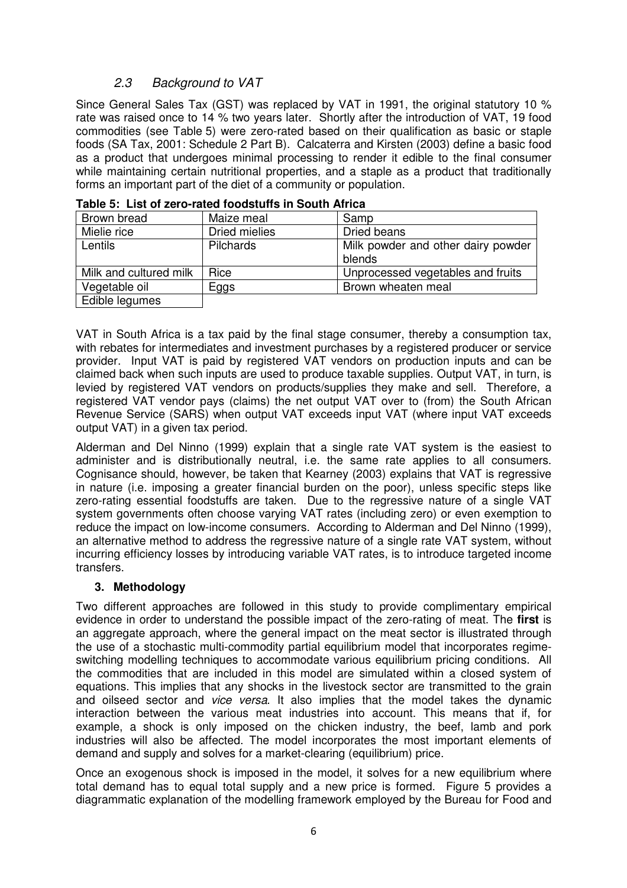### *2.3 Background to VAT*

Since General Sales Tax (GST) was replaced by VAT in 1991, the original statutory 10 % rate was raised once to 14 % two years later. Shortly after the introduction of VAT, 19 food commodities (see Table 5) were zero-rated based on their qualification as basic or staple foods (SA Tax, 2001: Schedule 2 Part B). Calcaterra and Kirsten (2003) define a basic food as a product that undergoes minimal processing to render it edible to the final consumer while maintaining certain nutritional properties, and a staple as a product that traditionally forms an important part of the diet of a community or population.

**Table 5: List of zero-rated foodstuffs in South Africa**

| | | |
|---|---|---|
| Brown bread | Maize meal | Samp |
| Mielie rice | Dried mielies | Dried beans |
| Lentils | Pilchards | Milk powder and other dairy powder blends |
| Milk and cultured milk | Rice | Unprocessed vegetables and fruits |
| Vegetable oil | Eggs | Brown wheaten meal |
| Edible legumes | | |

VAT in South Africa is a tax paid by the final stage consumer, thereby a consumption tax, with rebates for intermediates and investment purchases by a registered producer or service provider. Input VAT is paid by registered VAT vendors on production inputs and can be claimed back when such inputs are used to produce taxable supplies. Output VAT, in turn, is levied by registered VAT vendors on products/supplies they make and sell. Therefore, a registered VAT vendor pays (claims) the net output VAT over to (from) the South African Revenue Service (SARS) when output VAT exceeds input VAT (where input VAT exceeds output VAT) in a given tax period.

Alderman and Del Ninno (1999) explain that a single rate VAT system is the easiest to administer and is distributionally neutral, i.e. the same rate applies to all consumers. Cognisance should, however, be taken that Kearney (2003) explains that VAT is regressive in nature (i.e. imposing a greater financial burden on the poor), unless specific steps like zero-rating essential foodstuffs are taken. Due to the regressive nature of a single VAT system governments often choose varying VAT rates (including zero) or even exemption to reduce the impact on low-income consumers. According to Alderman and Del Ninno (1999), an alternative method to address the regressive nature of a single rate VAT system, without incurring efficiency losses by introducing variable VAT rates, is to introduce targeted income transfers.

## 3. Methodology

Two different approaches are followed in this study to provide complimentary empirical evidence in order to understand the possible impact of the zero-rating of meat. The **first** is an aggregate approach, where the general impact on the meat sector is illustrated through the use of a stochastic multi-commodity partial equilibrium model that incorporates regime-switching modelling techniques to accommodate various equilibrium pricing conditions. All the commodities that are included in this model are simulated within a closed system of equations. This implies that any shocks in the livestock sector are transmitted to the grain and oilseed sector and *vice versa*. It also implies that the model takes the dynamic interaction between the various meat industries into account. This means that if, for example, a shock is only imposed on the chicken industry, the beef, lamb and pork industries will also be affected. The model incorporates the most important elements of demand and supply and solves for a market-clearing (equilibrium) price.

Once an exogenous shock is imposed in the model, it solves for a new equilibrium where total demand has to equal total supply and a new price is formed. Figure 5 provides a diagrammatic explanation of the modelling framework employed by the Bureau for Food and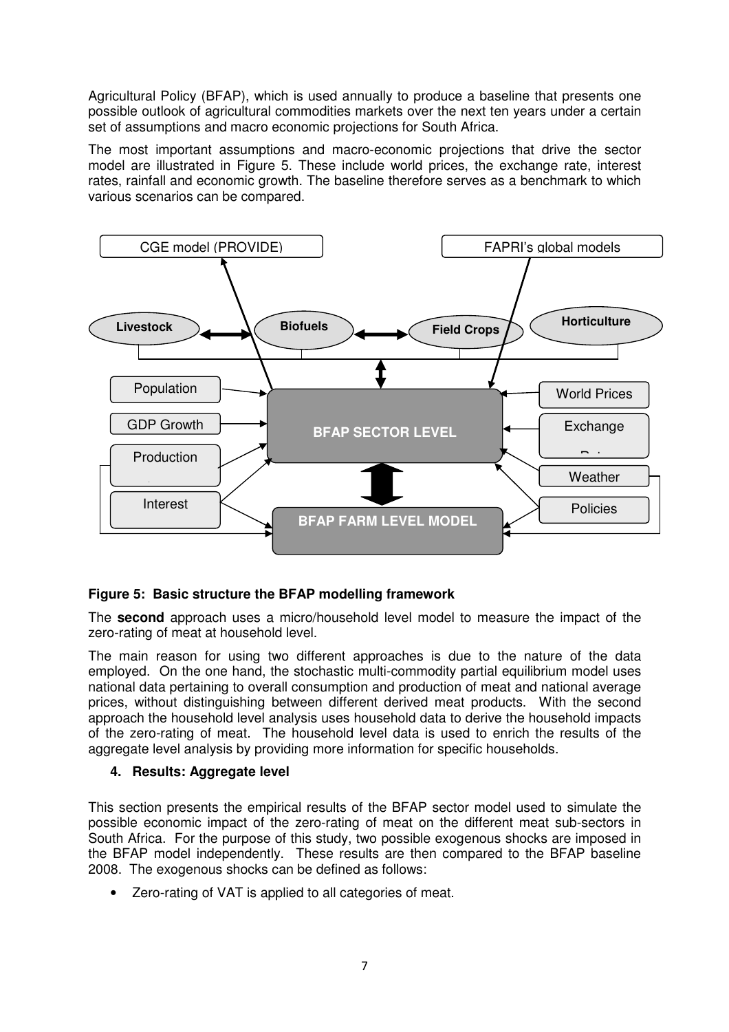Agricultural Policy (BFAP), which is used annually to produce a baseline that presents one possible outlook of agricultural commodities markets over the next ten years under a certain set of assumptions and macro economic projections for South Africa.

The most important assumptions and macro-economic projections that drive the sector model are illustrated in Figure 5. These include world prices, the exchange rate, interest rates, rainfall and economic growth. The baseline therefore serves as a benchmark to which various scenarios can be compared.

**Figure 5: Basic structure the BFAP modelling framework**

The **second** approach uses a micro/household level model to measure the impact of the zero-rating of meat at household level.

The main reason for using two different approaches is due to the nature of the data employed. On the one hand, the stochastic multi-commodity partial equilibrium model uses national data pertaining to overall consumption and production of meat and national average prices, without distinguishing between different derived meat products. With the second approach the household level analysis uses household data to derive the household impacts of the zero-rating of meat. The household level data is used to enrich the results of the aggregate level analysis by providing more information for specific households.

## 4. Results: Aggregate level

This section presents the empirical results of the BFAP sector model used to simulate the possible economic impact of the zero-rating of meat on the different meat sub-sectors in South Africa. For the purpose of this study, two possible exogenous shocks are imposed in the BFAP model independently. These results are then compared to the BFAP baseline 2008. The exogenous shocks can be defined as follows:

- Zero-rating of VAT is applied to all categories of meat.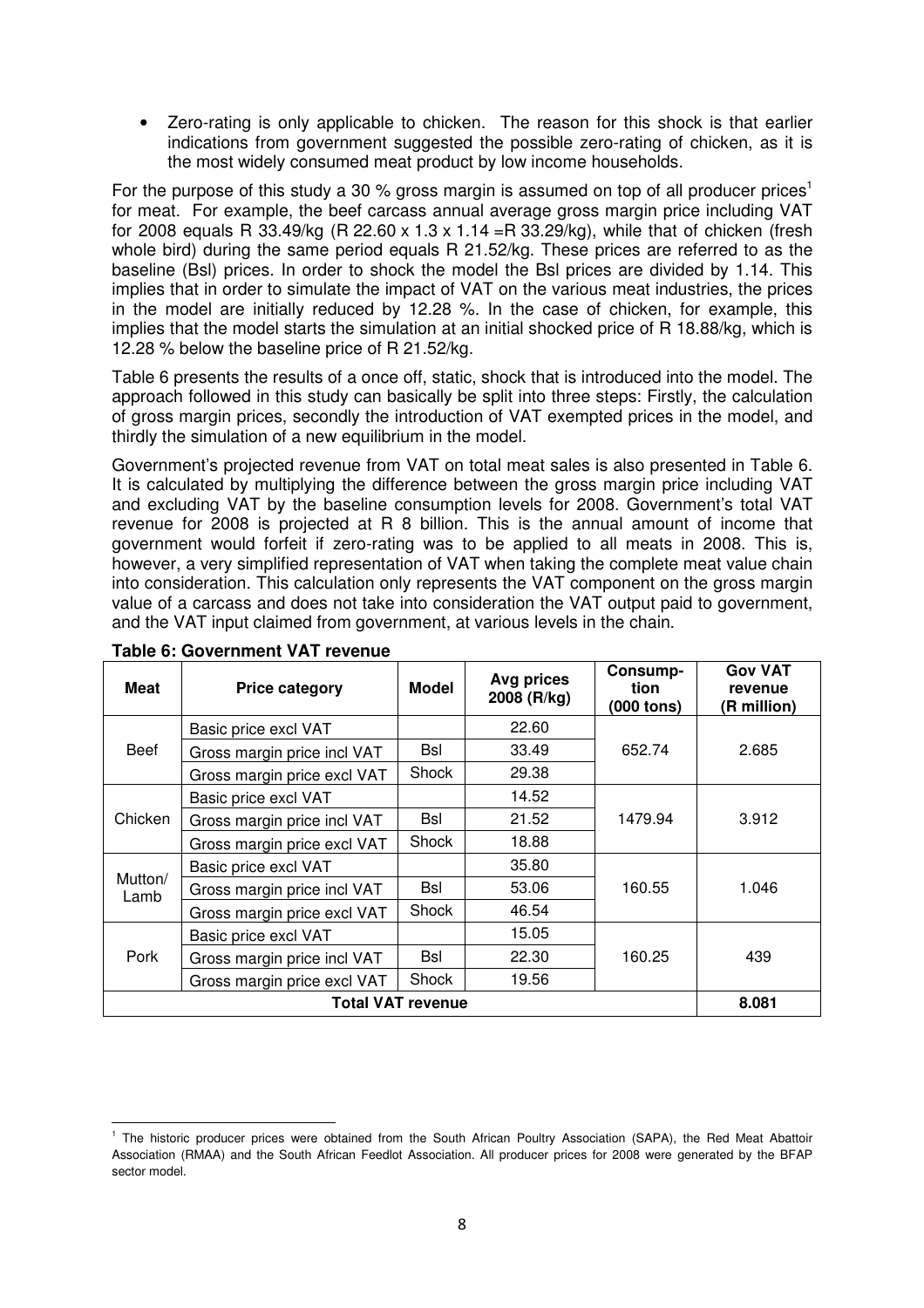- Zero-rating is only applicable to chicken. The reason for this shock is that earlier indications from government suggested the possible zero-rating of chicken, as it is the most widely consumed meat product by low income households.

For the purpose of this study a 30 % gross margin is assumed on top of all producer prices[1] for meat. For example, the beef carcass annual average gross margin price including VAT for 2008 equals R 33.49/kg (R 22.60 x 1.3 x 1.14 =R 33.29/kg), while that of chicken (fresh whole bird) during the same period equals R 21.52/kg. These prices are referred to as the baseline (Bsl) prices. In order to shock the model the Bsl prices are divided by 1.14. This implies that in order to simulate the impact of VAT on the various meat industries, the prices in the model are initially reduced by 12.28 %. In the case of chicken, for example, this implies that the model starts the simulation at an initial shocked price of R 18.88/kg, which is 12.28 % below the baseline price of R 21.52/kg.

Table 6 presents the results of a once off, static, shock that is introduced into the model. The approach followed in this study can basically be split into three steps: Firstly, the calculation of gross margin prices, secondly the introduction of VAT exempted prices in the model, and thirdly the simulation of a new equilibrium in the model.

Government's projected revenue from VAT on total meat sales is also presented in Table 6. It is calculated by multiplying the difference between the gross margin price including VAT and excluding VAT by the baseline consumption levels for 2008. Government's total VAT revenue for 2008 is projected at R 8 billion. This is the annual amount of income that government would forfeit if zero-rating was to be applied to all meats in 2008. This is, however, a very simplified representation of VAT when taking the complete meat value chain into consideration. This calculation only represents the VAT component on the gross margin value of a carcass and does not take into consideration the VAT output paid to government, and the VAT input claimed from government, at various levels in the chain.

**Table 6: Government VAT revenue**

| Meat | Price category | Model | Avg prices 2008 (R/kg) | Consumption (000 tons) | Gov VAT revenue (R million) |
|---|---|---|---|---|---|
| Beef | Basic price excl VAT | | 22.60 | 652.74 | 2.685 |
| | Gross margin price incl VAT | Bsl | 33.49 | | |
| | Gross margin price excl VAT | Shock | 29.38 | | |
| Chicken | Basic price excl VAT | | 14.52 | 1479.94 | 3.912 |
| | Gross margin price incl VAT | Bsl | 21.52 | | |
| | Gross margin price excl VAT | Shock | 18.88 | | |
| Mutton/ Lamb | Basic price excl VAT | | 35.80 | 160.55 | 1.046 |
| | Gross margin price incl VAT | Bsl | 53.06 | | |
| | Gross margin price excl VAT | Shock | 46.54 | | |
| Pork | Basic price excl VAT | | 15.05 | 160.25 | 439 |
| | Gross margin price incl VAT | Bsl | 22.30 | | |
| | Gross margin price excl VAT | Shock | 19.56 | | |
| **Total VAT revenue** | | | | | **8.081** |

[1] The historic producer prices were obtained from the South African Poultry Association (SAPA), the Red Meat Abattoir Association (RMAA) and the South African Feedlot Association. All producer prices for 2008 were generated by the BFAP sector model.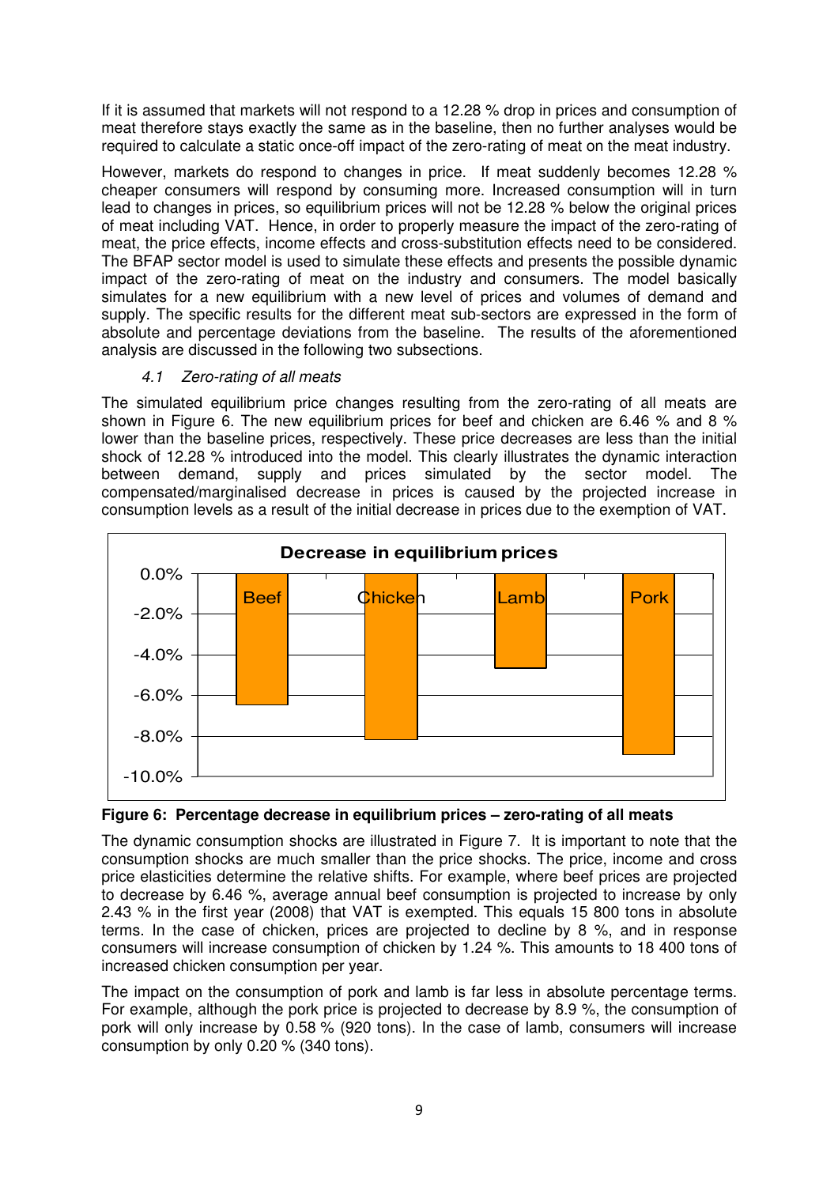If it is assumed that markets will not respond to a 12.28 % drop in prices and consumption of meat therefore stays exactly the same as in the baseline, then no further analyses would be required to calculate a static once-off impact of the zero-rating of meat on the meat industry.

However, markets do respond to changes in price. If meat suddenly becomes 12.28 % cheaper consumers will respond by consuming more. Increased consumption will in turn lead to changes in prices, so equilibrium prices will not be 12.28 % below the original prices of meat including VAT. Hence, in order to properly measure the impact of the zero-rating of meat, the price effects, income effects and cross-substitution effects need to be considered. The BFAP sector model is used to simulate these effects and presents the possible dynamic impact of the zero-rating of meat on the industry and consumers. The model basically simulates for a new equilibrium with a new level of prices and volumes of demand and supply. The specific results for the different meat sub-sectors are expressed in the form of absolute and percentage deviations from the baseline. The results of the aforementioned analysis are discussed in the following two subsections.

### *4.1 Zero-rating of all meats*

The simulated equilibrium price changes resulting from the zero-rating of all meats are shown in Figure 6. The new equilibrium prices for beef and chicken are 6.46 % and 8 % lower than the baseline prices, respectively. These price decreases are less than the initial shock of 12.28 % introduced into the model. This clearly illustrates the dynamic interaction between demand, supply and prices simulated by the sector model. The compensated/marginalised decrease in prices is caused by the projected increase in consumption levels as a result of the initial decrease in prices due to the exemption of VAT.

**Decrease in equilibrium prices**

| | Beef | Chicken | Lamb | Pork |
|---|---|---|---|---|
| Change in equilibrium price (approx. from chart) | -6.46% | -8% | approx. -4.7% | -8.9% |

**Figure 6: Percentage decrease in equilibrium prices – zero-rating of all meats**

The dynamic consumption shocks are illustrated in Figure 7. It is important to note that the consumption shocks are much smaller than the price shocks. The price, income and cross price elasticities determine the relative shifts. For example, where beef prices are projected to decrease by 6.46 %, average annual beef consumption is projected to increase by only 2.43 % in the first year (2008) that VAT is exempted. This equals 15 800 tons in absolute terms. In the case of chicken, prices are projected to decline by 8 %, and in response consumers will increase consumption of chicken by 1.24 %. This amounts to 18 400 tons of increased chicken consumption per year.

The impact on the consumption of pork and lamb is far less in absolute percentage terms. For example, although the pork price is projected to decrease by 8.9 %, the consumption of pork will only increase by 0.58 % (920 tons). In the case of lamb, consumers will increase consumption by only 0.20 % (340 tons).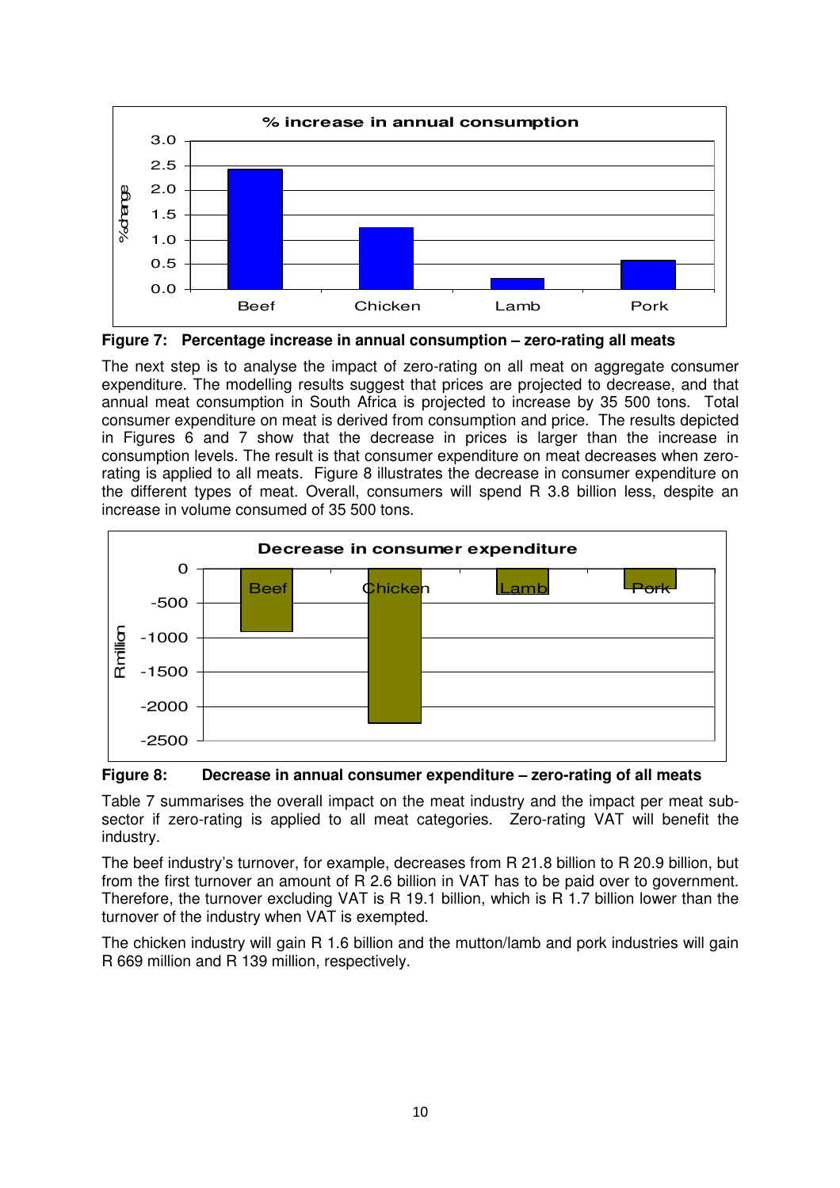**Figure 7: Percentage increase in annual consumption – zero-rating all meats**

The next step is to analyse the impact of zero-rating on all meat on aggregate consumer expenditure. The modelling results suggest that prices are projected to decrease, and that annual meat consumption in South Africa is projected to increase by 35 500 tons. Total consumer expenditure on meat is derived from consumption and price. The results depicted in Figures 6 and 7 show that the decrease in prices is larger than the increase in consumption levels. The result is that consumer expenditure on meat decreases when zero-rating is applied to all meats. Figure 8 illustrates the decrease in consumer expenditure on the different types of meat. Overall, consumers will spend R 3.8 billion less, despite an increase in volume consumed of 35 500 tons.

**Figure 8: Decrease in annual consumer expenditure – zero-rating of all meats**

Table 7 summarises the overall impact on the meat industry and the impact per meat sub-sector if zero-rating is applied to all meat categories. Zero-rating VAT will benefit the industry.

The beef industry's turnover, for example, decreases from R 21.8 billion to R 20.9 billion, but from the first turnover an amount of R 2.6 billion in VAT has to be paid over to government. Therefore, the turnover excluding VAT is R 19.1 billion, which is R 1.7 billion lower than the turnover of the industry when VAT is exempted.

The chicken industry will gain R 1.6 billion and the mutton/lamb and pork industries will gain R 669 million and R 139 million, respectively.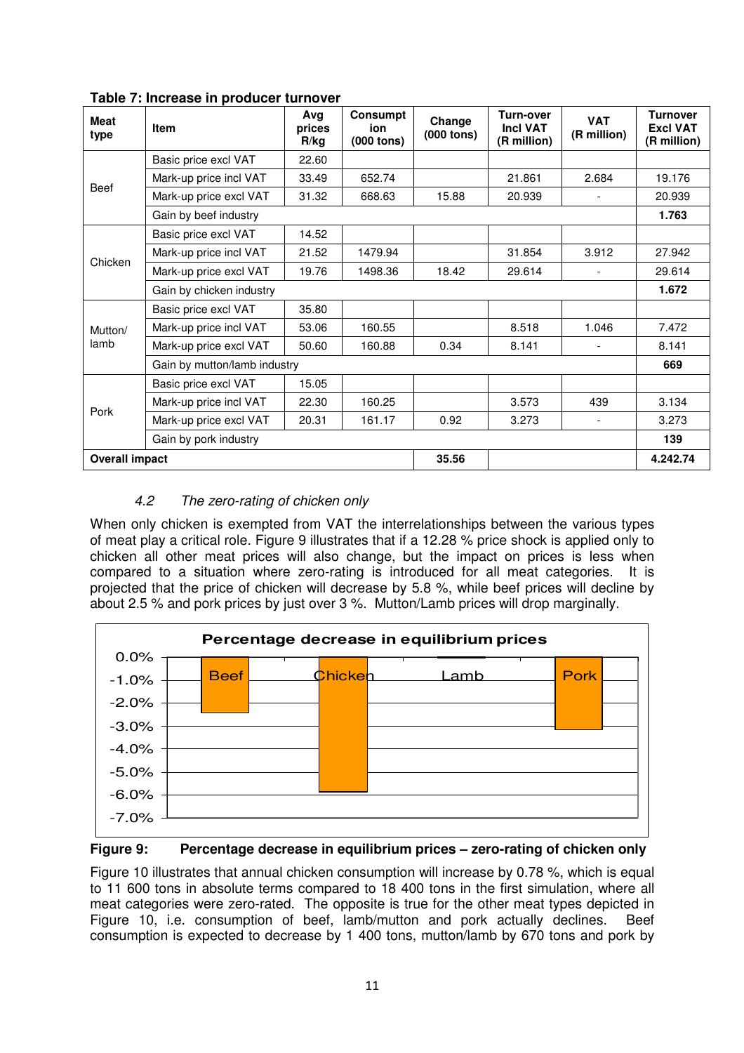**Table 7: Increase in producer turnover**

| Meat type | Item | Avg prices R/kg | Consumption (000 tons) | Change (000 tons) | Turn-over Incl VAT (R million) | VAT (R million) | Turnover Excl VAT (R million) |
|---|---|---|---|---|---|---|---|
| Beef | Basic price excl VAT | 22.60 | | | | | |
| | Mark-up price incl VAT | 33.49 | 652.74 | | 21.861 | 2.684 | 19.176 |
| | Mark-up price excl VAT | 31.32 | 668.63 | 15.88 | 20.939 | - | 20.939 |
| | Gain by beef industry | | | | | | **1.763** |
| Chicken | Basic price excl VAT | 14.52 | | | | | |
| | Mark-up price incl VAT | 21.52 | 1479.94 | | 31.854 | 3.912 | 27.942 |
| | Mark-up price excl VAT | 19.76 | 1498.36 | 18.42 | 29.614 | - | 29.614 |
| | Gain by chicken industry | | | | | | **1.672** |
| Mutton/ lamb | Basic price excl VAT | 35.80 | | | | | |
| | Mark-up price incl VAT | 53.06 | 160.55 | | 8.518 | 1.046 | 7.472 |
| | Mark-up price excl VAT | 50.60 | 160.88 | 0.34 | 8.141 | - | 8.141 |
| | Gain by mutton/lamb industry | | | | | | **669** |
| Pork | Basic price excl VAT | 15.05 | | | | | |
| | Mark-up price incl VAT | 22.30 | 160.25 | | 3.573 | 439 | 3.134 |
| | Mark-up price excl VAT | 20.31 | 161.17 | 0.92 | 3.273 | - | 3.273 |
| | Gain by pork industry | | | | | | **139** |
| **Overall impact** | | | | **35.56** | | | **4.242.74** |

### *4.2 The zero-rating of chicken only*

When only chicken is exempted from VAT the interrelationships between the various types of meat play a critical role. Figure 9 illustrates that if a 12.28 % price shock is applied only to chicken all other meat prices will also change, but the impact on prices is less when compared to a situation where zero-rating is introduced for all meat categories. It is projected that the price of chicken will decrease by 5.8 %, while beef prices will decline by about 2.5 % and pork prices by just over 3 %. Mutton/Lamb prices will drop marginally.

**Figure 9: Percentage decrease in equilibrium prices – zero-rating of chicken only**

Figure 10 illustrates that annual chicken consumption will increase by 0.78 %, which is equal to 11 600 tons in absolute terms compared to 18 400 tons in the first simulation, where all meat categories were zero-rated. The opposite is true for the other meat types depicted in Figure 10, i.e. consumption of beef, lamb/mutton and pork actually declines. Beef consumption is expected to decrease by 1 400 tons, mutton/lamb by 670 tons and pork by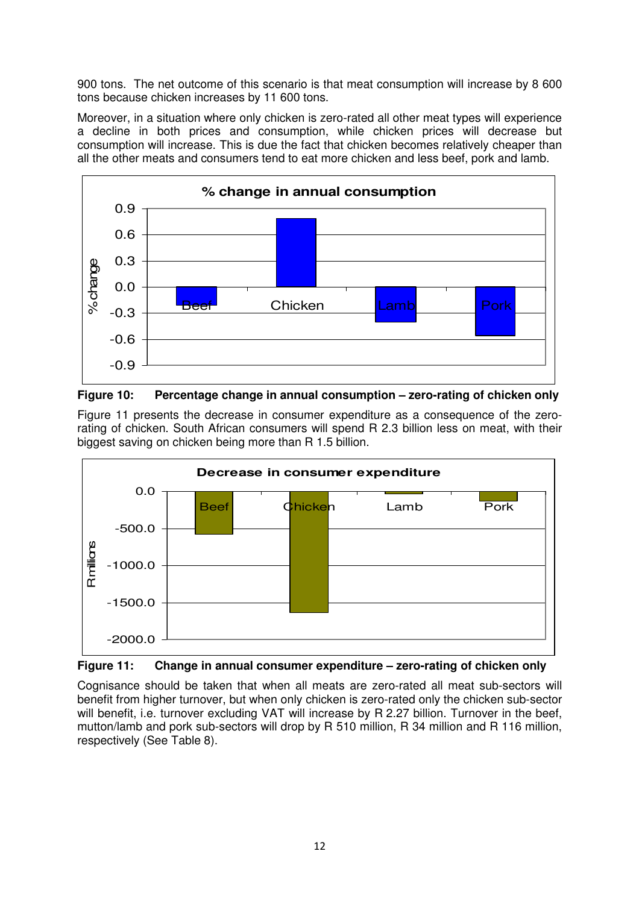900 tons. The net outcome of this scenario is that meat consumption will increase by 8 600 tons because chicken increases by 11 600 tons.

Moreover, in a situation where only chicken is zero-rated all other meat types will experience a decline in both prices and consumption, while chicken prices will decrease but consumption will increase. This is due the fact that chicken becomes relatively cheaper than all the other meats and consumers tend to eat more chicken and less beef, pork and lamb.

**Figure 10: Percentage change in annual consumption – zero-rating of chicken only**

Figure 11 presents the decrease in consumer expenditure as a consequence of the zero-rating of chicken. South African consumers will spend R 2.3 billion less on meat, with their biggest saving on chicken being more than R 1.5 billion.

**Figure 11: Change in annual consumer expenditure – zero-rating of chicken only**

Cognisance should be taken that when all meats are zero-rated all meat sub-sectors will benefit from higher turnover, but when only chicken is zero-rated only the chicken sub-sector will benefit, i.e. turnover excluding VAT will increase by R 2.27 billion. Turnover in the beef, mutton/lamb and pork sub-sectors will drop by R 510 million, R 34 million and R 116 million, respectively (See Table 8).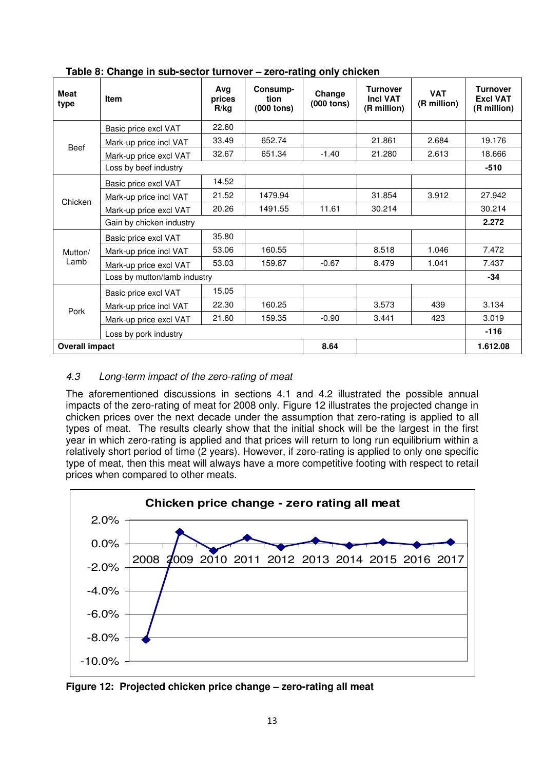**Table 8: Change in sub-sector turnover – zero-rating only chicken**

| Meat type | Item | Avg prices R/kg | Consump-tion (000 tons) | Change (000 tons) | Turnover Incl VAT (R million) | VAT (R million) | Turnover Excl VAT (R million) |
|---|---|---|---|---|---|---|---|
| Beef | Basic price excl VAT | 22.60 | | | | | |
| | Mark-up price incl VAT | 33.49 | 652.74 | | 21.861 | 2.684 | 19.176 |
| | Mark-up price excl VAT | 32.67 | 651.34 | -1.40 | 21.280 | 2.613 | 18.666 |
| | Loss by beef industry | | | | | | -510 |
| Chicken | Basic price excl VAT | 14.52 | | | | | |
| | Mark-up price incl VAT | 21.52 | 1479.94 | | 31.854 | 3.912 | 27.942 |
| | Mark-up price excl VAT | 20.26 | 1491.55 | 11.61 | 30.214 | | 30.214 |
| | Gain by chicken industry | | | | | | 2.272 |
| Mutton/ Lamb | Basic price excl VAT | 35.80 | | | | | |
| | Mark-up price incl VAT | 53.06 | 160.55 | | 8.518 | 1.046 | 7.472 |
| | Mark-up price excl VAT | 53.03 | 159.87 | -0.67 | 8.479 | 1.041 | 7.437 |
| | Loss by mutton/lamb industry | | | | | | -34 |
| Pork | Basic price excl VAT | 15.05 | | | | | |
| | Mark-up price incl VAT | 22.30 | 160.25 | | 3.573 | 439 | 3.134 |
| | Mark-up price excl VAT | 21.60 | 159.35 | -0.90 | 3.441 | 423 | 3.019 |
| | Loss by pork industry | | | | | | -116 |
| **Overall impact** | | | | **8.64** | | | **1.612.08** |

### 4.3 *Long-term impact of the zero-rating of meat*

The aforementioned discussions in sections 4.1 and 4.2 illustrated the possible annual impacts of the zero-rating of meat for 2008 only. Figure 12 illustrates the projected change in chicken prices over the next decade under the assumption that zero-rating is applied to all types of meat. The results clearly show that the initial shock will be the largest in the first year in which zero-rating is applied and that prices will return to long run equilibrium within a relatively short period of time (2 years). However, if zero-rating is applied to only one specific type of meat, then this meat will always have a more competitive footing with respect to retail prices when compared to other meats.

**Figure 12: Projected chicken price change – zero-rating all meat**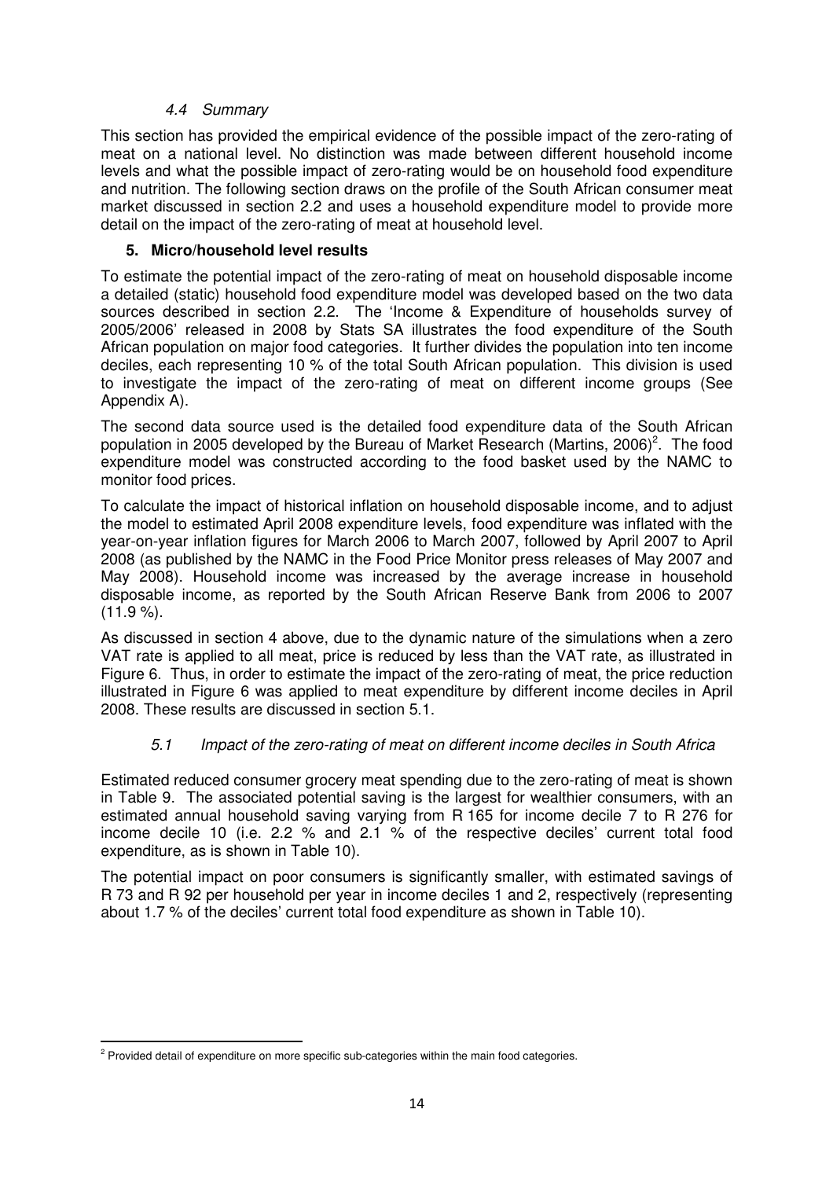### *4.4 Summary*

This section has provided the empirical evidence of the possible impact of the zero-rating of meat on a national level. No distinction was made between different household income levels and what the possible impact of zero-rating would be on household food expenditure and nutrition. The following section draws on the profile of the South African consumer meat market discussed in section 2.2 and uses a household expenditure model to provide more detail on the impact of the zero-rating of meat at household level.

## **5. Micro/household level results**

To estimate the potential impact of the zero-rating of meat on household disposable income a detailed (static) household food expenditure model was developed based on the two data sources described in section 2.2. The 'Income & Expenditure of households survey of 2005/2006' released in 2008 by Stats SA illustrates the food expenditure of the South African population on major food categories. It further divides the population into ten income deciles, each representing 10 % of the total South African population. This division is used to investigate the impact of the zero-rating of meat on different income groups (See Appendix A).

The second data source used is the detailed food expenditure data of the South African population in 2005 developed by the Bureau of Market Research (Martins, 2006)[2]. The food expenditure model was constructed according to the food basket used by the NAMC to monitor food prices.

To calculate the impact of historical inflation on household disposable income, and to adjust the model to estimated April 2008 expenditure levels, food expenditure was inflated with the year-on-year inflation figures for March 2006 to March 2007, followed by April 2007 to April 2008 (as published by the NAMC in the Food Price Monitor press releases of May 2007 and May 2008). Household income was increased by the average increase in household disposable income, as reported by the South African Reserve Bank from 2006 to 2007 (11.9 %).

As discussed in section 4 above, due to the dynamic nature of the simulations when a zero VAT rate is applied to all meat, price is reduced by less than the VAT rate, as illustrated in Figure 6. Thus, in order to estimate the impact of the zero-rating of meat, the price reduction illustrated in Figure 6 was applied to meat expenditure by different income deciles in April 2008. These results are discussed in section 5.1.

### *5.1 Impact of the zero-rating of meat on different income deciles in South Africa*

Estimated reduced consumer grocery meat spending due to the zero-rating of meat is shown in Table 9. The associated potential saving is the largest for wealthier consumers, with an estimated annual household saving varying from R 165 for income decile 7 to R 276 for income decile 10 (i.e. 2.2 % and 2.1 % of the respective deciles' current total food expenditure, as is shown in Table 10).

The potential impact on poor consumers is significantly smaller, with estimated savings of R 73 and R 92 per household per year in income deciles 1 and 2, respectively (representing about 1.7 % of the deciles' current total food expenditure as shown in Table 10).

---

[2] Provided detail of expenditure on more specific sub-categories within the main food categories.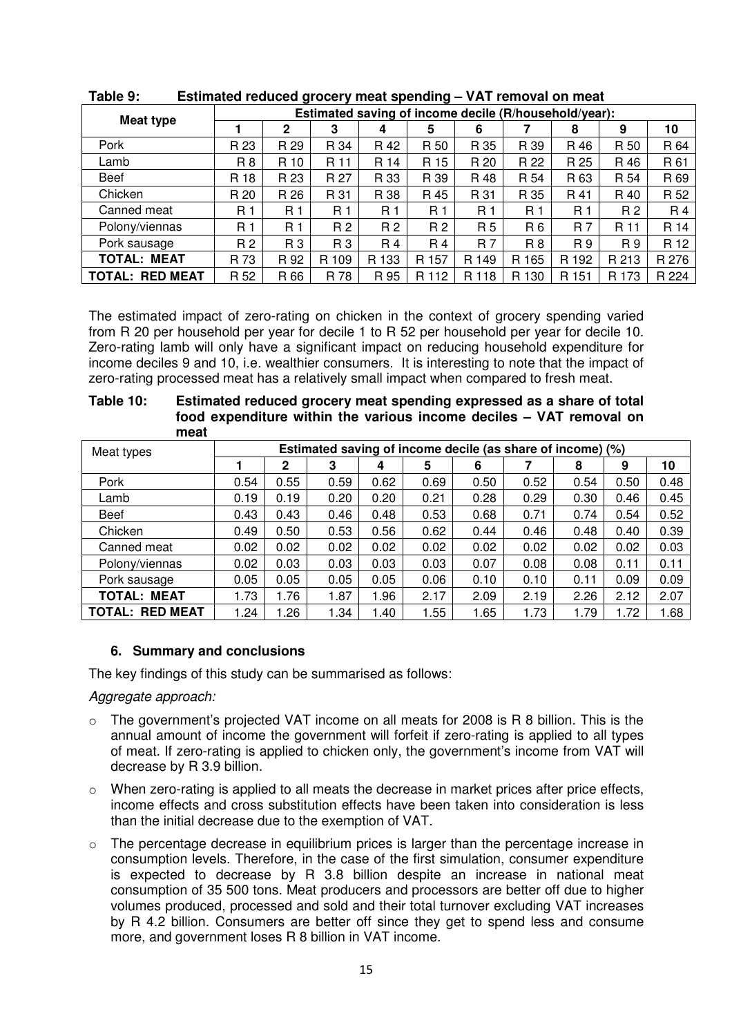**Table 9: Estimated reduced grocery meat spending – VAT removal on meat**

| Meat type | Estimated saving of income decile (R/household/year): | | | | | | | | | |
|---|---|---|---|---|---|---|---|---|---|---|
| | 1 | 2 | 3 | 4 | 5 | 6 | 7 | 8 | 9 | 10 |
| Pork | R 23 | R 29 | R 34 | R 42 | R 50 | R 35 | R 39 | R 46 | R 50 | R 64 |
| Lamb | R 8 | R 10 | R 11 | R 14 | R 15 | R 20 | R 22 | R 25 | R 46 | R 61 |
| Beef | R 18 | R 23 | R 27 | R 33 | R 39 | R 48 | R 54 | R 63 | R 54 | R 69 |
| Chicken | R 20 | R 26 | R 31 | R 38 | R 45 | R 31 | R 35 | R 41 | R 40 | R 52 |
| Canned meat | R 1 | R 1 | R 1 | R 1 | R 1 | R 1 | R 1 | R 1 | R 2 | R 4 |
| Polony/viennas | R 1 | R 1 | R 2 | R 2 | R 2 | R 5 | R 6 | R 7 | R 11 | R 14 |
| Pork sausage | R 2 | R 3 | R 3 | R 4 | R 4 | R 7 | R 8 | R 9 | R 9 | R 12 |
| **TOTAL: MEAT** | R 73 | R 92 | R 109 | R 133 | R 157 | R 149 | R 165 | R 192 | R 213 | R 276 |
| **TOTAL: RED MEAT** | R 52 | R 66 | R 78 | R 95 | R 112 | R 118 | R 130 | R 151 | R 173 | R 224 |

The estimated impact of zero-rating on chicken in the context of grocery spending varied from R 20 per household per year for decile 1 to R 52 per household per year for decile 10. Zero-rating lamb will only have a significant impact on reducing household expenditure for income deciles 9 and 10, i.e. wealthier consumers. It is interesting to note that the impact of zero-rating processed meat has a relatively small impact when compared to fresh meat.

**Table 10: Estimated reduced grocery meat spending expressed as a share of total food expenditure within the various income deciles – VAT removal on meat**

| Meat types | Estimated saving of income decile (as share of income) (%) | | | | | | | | | |
|---|---|---|---|---|---|---|---|---|---|---|
| | 1 | 2 | 3 | 4 | 5 | 6 | 7 | 8 | 9 | 10 |
| Pork | 0.54 | 0.55 | 0.59 | 0.62 | 0.69 | 0.50 | 0.52 | 0.54 | 0.50 | 0.48 |
| Lamb | 0.19 | 0.19 | 0.20 | 0.20 | 0.21 | 0.28 | 0.29 | 0.30 | 0.46 | 0.45 |
| Beef | 0.43 | 0.43 | 0.46 | 0.48 | 0.53 | 0.68 | 0.71 | 0.74 | 0.54 | 0.52 |
| Chicken | 0.49 | 0.50 | 0.53 | 0.56 | 0.62 | 0.44 | 0.46 | 0.48 | 0.40 | 0.39 |
| Canned meat | 0.02 | 0.02 | 0.02 | 0.02 | 0.02 | 0.02 | 0.02 | 0.02 | 0.02 | 0.03 |
| Polony/viennas | 0.02 | 0.03 | 0.03 | 0.03 | 0.03 | 0.07 | 0.08 | 0.08 | 0.11 | 0.11 |
| Pork sausage | 0.05 | 0.05 | 0.05 | 0.05 | 0.06 | 0.10 | 0.10 | 0.11 | 0.09 | 0.09 |
| **TOTAL: MEAT** | 1.73 | 1.76 | 1.87 | 1.96 | 2.17 | 2.09 | 2.19 | 2.26 | 2.12 | 2.07 |
| **TOTAL: RED MEAT** | 1.24 | 1.26 | 1.34 | 1.40 | 1.55 | 1.65 | 1.73 | 1.79 | 1.72 | 1.68 |

## 6. Summary and conclusions

The key findings of this study can be summarised as follows:

*Aggregate approach:*

- The government's projected VAT income on all meats for 2008 is R 8 billion. This is the annual amount of income the government will forfeit if zero-rating is applied to all types of meat. If zero-rating is applied to chicken only, the government's income from VAT will decrease by R 3.9 billion.
- When zero-rating is applied to all meats the decrease in market prices after price effects, income effects and cross substitution effects have been taken into consideration is less than the initial decrease due to the exemption of VAT.
- The percentage decrease in equilibrium prices is larger than the percentage increase in consumption levels. Therefore, in the case of the first simulation, consumer expenditure is expected to decrease by R 3.8 billion despite an increase in national meat consumption of 35 500 tons. Meat producers and processors are better off due to higher volumes produced, processed and sold and their total turnover excluding VAT increases by R 4.2 billion. Consumers are better off since they get to spend less and consume more, and government loses R 8 billion in VAT income.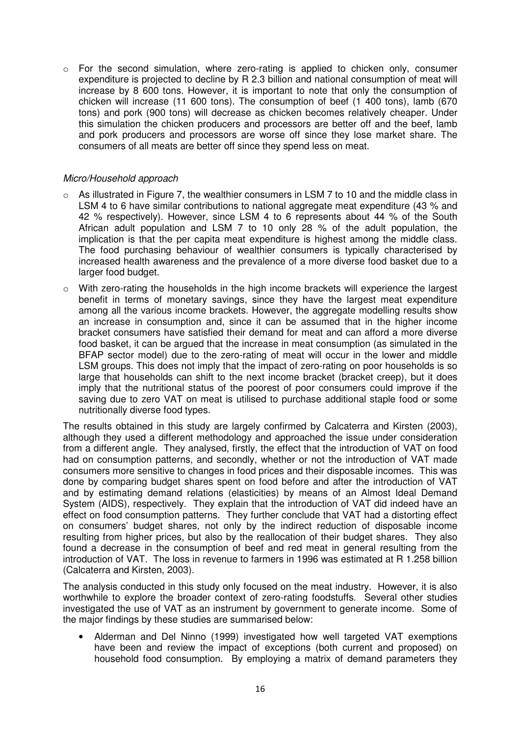- For the second simulation, where zero-rating is applied to chicken only, consumer expenditure is projected to decline by R 2.3 billion and national consumption of meat will increase by 8 600 tons. However, it is important to note that only the consumption of chicken will increase (11 600 tons). The consumption of beef (1 400 tons), lamb (670 tons) and pork (900 tons) will decrease as chicken becomes relatively cheaper. Under this simulation the chicken producers and processors are better off and the beef, lamb and pork producers and processors are worse off since they lose market share. The consumers of all meats are better off since they spend less on meat.

*Micro/Household approach*

- As illustrated in Figure 7, the wealthier consumers in LSM 7 to 10 and the middle class in LSM 4 to 6 have similar contributions to national aggregate meat expenditure (43 % and 42 % respectively). However, since LSM 4 to 6 represents about 44 % of the South African adult population and LSM 7 to 10 only 28 % of the adult population, the implication is that the per capita meat expenditure is highest among the middle class. The food purchasing behaviour of wealthier consumers is typically characterised by increased health awareness and the prevalence of a more diverse food basket due to a larger food budget.
- With zero-rating the households in the high income brackets will experience the largest benefit in terms of monetary savings, since they have the largest meat expenditure among all the various income brackets. However, the aggregate modelling results show an increase in consumption and, since it can be assumed that in the higher income bracket consumers have satisfied their demand for meat and can afford a more diverse food basket, it can be argued that the increase in meat consumption (as simulated in the BFAP sector model) due to the zero-rating of meat will occur in the lower and middle LSM groups. This does not imply that the impact of zero-rating on poor households is so large that households can shift to the next income bracket (bracket creep), but it does imply that the nutritional status of the poorest of poor consumers could improve if the saving due to zero VAT on meat is utilised to purchase additional staple food or some nutritionally diverse food types.

The results obtained in this study are largely confirmed by Calcaterra and Kirsten (2003), although they used a different methodology and approached the issue under consideration from a different angle. They analysed, firstly, the effect that the introduction of VAT on food had on consumption patterns, and secondly, whether or not the introduction of VAT made consumers more sensitive to changes in food prices and their disposable incomes. This was done by comparing budget shares spent on food before and after the introduction of VAT and by estimating demand relations (elasticities) by means of an Almost Ideal Demand System (AIDS), respectively. They explain that the introduction of VAT did indeed have an effect on food consumption patterns. They further conclude that VAT had a distorting effect on consumers' budget shares, not only by the indirect reduction of disposable income resulting from higher prices, but also by the reallocation of their budget shares. They also found a decrease in the consumption of beef and red meat in general resulting from the introduction of VAT. The loss in revenue to farmers in 1996 was estimated at R 1.258 billion (Calcaterra and Kirsten, 2003).

The analysis conducted in this study only focused on the meat industry. However, it is also worthwhile to explore the broader context of zero-rating foodstuffs. Several other studies investigated the use of VAT as an instrument by government to generate income. Some of the major findings by these studies are summarised below:

- Alderman and Del Ninno (1999) investigated how well targeted VAT exemptions have been and review the impact of exceptions (both current and proposed) on household food consumption. By employing a matrix of demand parameters they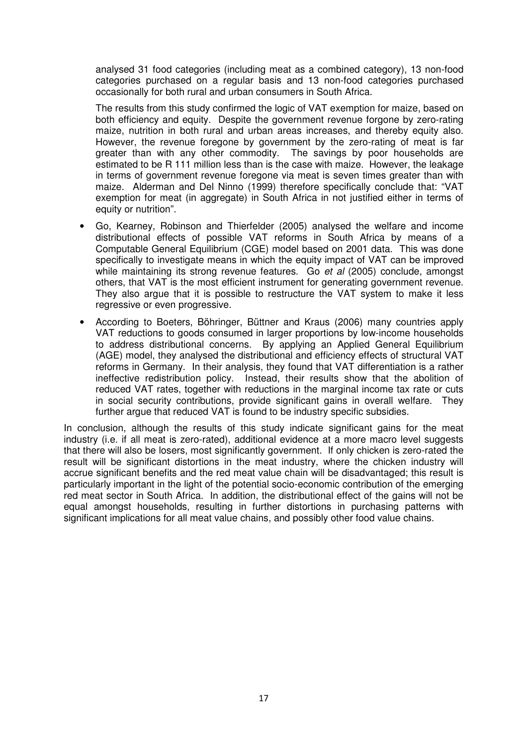analysed 31 food categories (including meat as a combined category), 13 non-food categories purchased on a regular basis and 13 non-food categories purchased occasionally for both rural and urban consumers in South Africa.

The results from this study confirmed the logic of VAT exemption for maize, based on both efficiency and equity. Despite the government revenue forgone by zero-rating maize, nutrition in both rural and urban areas increases, and thereby equity also. However, the revenue foregone by government by the zero-rating of meat is far greater than with any other commodity. The savings by poor households are estimated to be R 111 million less than is the case with maize. However, the leakage in terms of government revenue foregone via meat is seven times greater than with maize. Alderman and Del Ninno (1999) therefore specifically conclude that: "VAT exemption for meat (in aggregate) in South Africa in not justified either in terms of equity or nutrition".

- Go, Kearney, Robinson and Thierfelder (2005) analysed the welfare and income distributional effects of possible VAT reforms in South Africa by means of a Computable General Equilibrium (CGE) model based on 2001 data. This was done specifically to investigate means in which the equity impact of VAT can be improved while maintaining its strong revenue features. Go *et al* (2005) conclude, amongst others, that VAT is the most efficient instrument for generating government revenue. They also argue that it is possible to restructure the VAT system to make it less regressive or even progressive.
- According to Boeters, Böhringer, Büttner and Kraus (2006) many countries apply VAT reductions to goods consumed in larger proportions by low-income households to address distributional concerns. By applying an Applied General Equilibrium (AGE) model, they analysed the distributional and efficiency effects of structural VAT reforms in Germany. In their analysis, they found that VAT differentiation is a rather ineffective redistribution policy. Instead, their results show that the abolition of reduced VAT rates, together with reductions in the marginal income tax rate or cuts in social security contributions, provide significant gains in overall welfare. They further argue that reduced VAT is found to be industry specific subsidies.

In conclusion, although the results of this study indicate significant gains for the meat industry (i.e. if all meat is zero-rated), additional evidence at a more macro level suggests that there will also be losers, most significantly government. If only chicken is zero-rated the result will be significant distortions in the meat industry, where the chicken industry will accrue significant benefits and the red meat value chain will be disadvantaged; this result is particularly important in the light of the potential socio-economic contribution of the emerging red meat sector in South Africa. In addition, the distributional effect of the gains will not be equal amongst households, resulting in further distortions in purchasing patterns with significant implications for all meat value chains, and possibly other food value chains.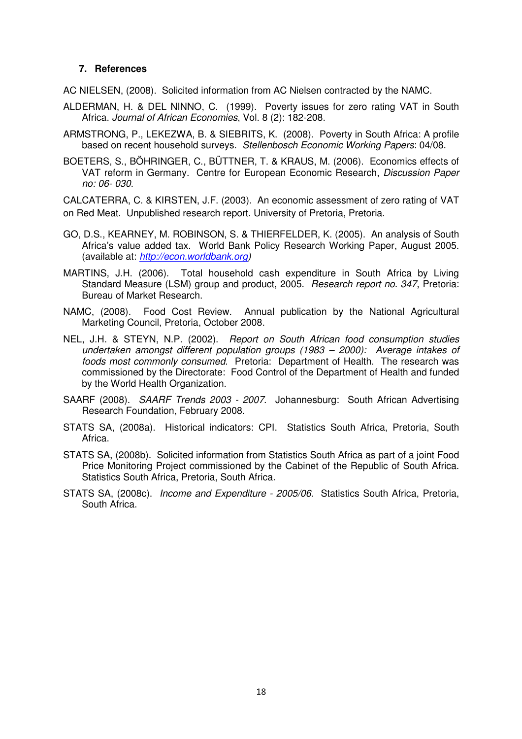## 7. References

AC NIELSEN, (2008). Solicited information from AC Nielsen contracted by the NAMC.

ALDERMAN, H. & DEL NINNO, C. (1999). Poverty issues for zero rating VAT in South Africa. *Journal of African Economies*, Vol. 8 (2): 182-208.

ARMSTRONG, P., LEKEZWA, B. & SIEBRITS, K. (2008). Poverty in South Africa: A profile based on recent household surveys. *Stellenbosch Economic Working Papers*: 04/08.

BOETERS, S., BÖHRINGER, C., BÜTTNER, T. & KRAUS, M. (2006). Economics effects of VAT reform in Germany. Centre for European Economic Research, *Discussion Paper no: 06- 030.*

CALCATERRA, C. & KIRSTEN, J.F. (2003). An economic assessment of zero rating of VAT on Red Meat. Unpublished research report. University of Pretoria, Pretoria.

GO, D.S., KEARNEY, M. ROBINSON, S. & THIERFELDER, K. (2005). An analysis of South Africa's value added tax. World Bank Policy Research Working Paper, August 2005. (available at: *http://econ.worldbank.org)*

MARTINS, J.H. (2006). Total household cash expenditure in South Africa by Living Standard Measure (LSM) group and product, 2005. *Research report no. 347*, Pretoria: Bureau of Market Research.

NAMC, (2008). Food Cost Review. Annual publication by the National Agricultural Marketing Council, Pretoria, October 2008.

NEL, J.H. & STEYN, N.P. (2002). *Report on South African food consumption studies undertaken amongst different population groups (1983 – 2000): Average intakes of foods most commonly consumed*. Pretoria: Department of Health. The research was commissioned by the Directorate: Food Control of the Department of Health and funded by the World Health Organization.

SAARF (2008). *SAARF Trends 2003 - 2007*. Johannesburg: South African Advertising Research Foundation, February 2008.

STATS SA, (2008a). Historical indicators: CPI. Statistics South Africa, Pretoria, South Africa.

STATS SA, (2008b). Solicited information from Statistics South Africa as part of a joint Food Price Monitoring Project commissioned by the Cabinet of the Republic of South Africa. Statistics South Africa, Pretoria, South Africa.

STATS SA, (2008c). *Income and Expenditure - 2005/06*. Statistics South Africa, Pretoria, South Africa.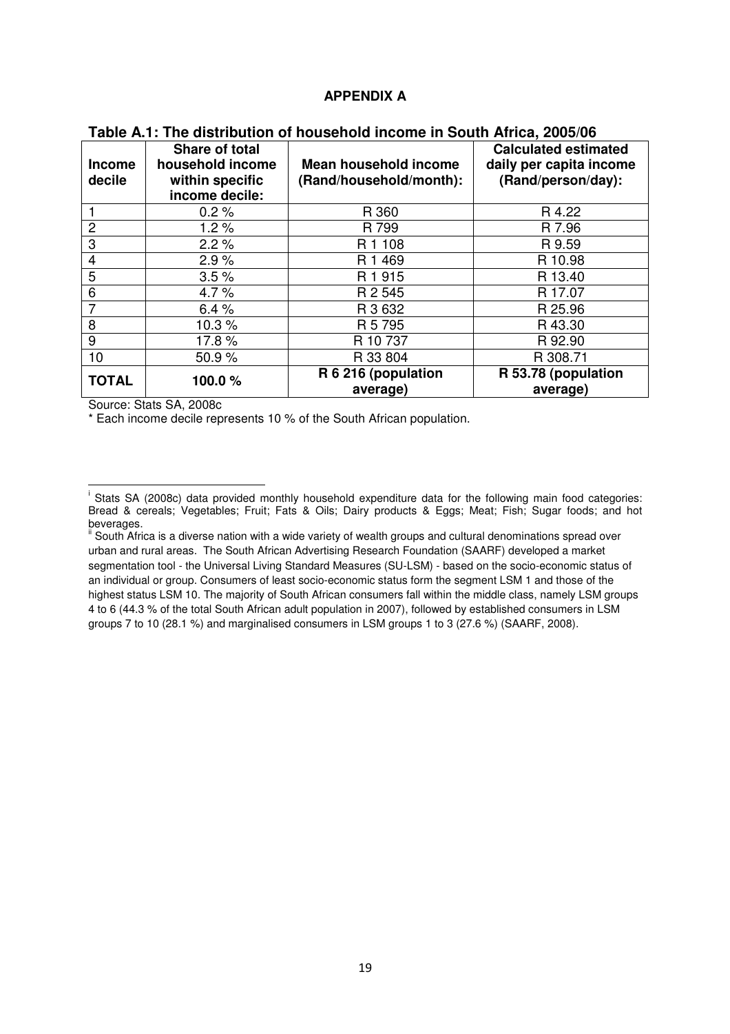## APPENDIX A

**Table A.1: The distribution of household income in South Africa, 2005/06**

| Income decile | Share of total household income within specific income decile: | Mean household income (Rand/household/month): | Calculated estimated daily per capita income (Rand/person/day): |
|---|---|---|---|
| 1 | 0.2 % | R 360 | R 4.22 |
| 2 | 1.2 % | R 799 | R 7.96 |
| 3 | 2.2 % | R 1 108 | R 9.59 |
| 4 | 2.9 % | R 1 469 | R 10.98 |
| 5 | 3.5 % | R 1 915 | R 13.40 |
| 6 | 4.7 % | R 2 545 | R 17.07 |
| 7 | 6.4 % | R 3 632 | R 25.96 |
| 8 | 10.3 % | R 5 795 | R 43.30 |
| 9 | 17.8 % | R 10 737 | R 92.90 |
| 10 | 50.9 % | R 33 804 | R 308.71 |
| **TOTAL** | **100.0 %** | **R 6 216 (population average)** | **R 53.78 (population average)** |

Source: Stats SA, 2008c

* Each income decile represents 10 % of the South African population.

---

[i] Stats SA (2008c) data provided monthly household expenditure data for the following main food categories: Bread & cereals; Vegetables; Fruit; Fats & Oils; Dairy products & Eggs; Meat; Fish; Sugar foods; and hot beverages.

[ii] South Africa is a diverse nation with a wide variety of wealth groups and cultural denominations spread over urban and rural areas. The South African Advertising Research Foundation (SAARF) developed a market segmentation tool - the Universal Living Standard Measures (SU-LSM) - based on the socio-economic status of an individual or group. Consumers of least socio-economic status form the segment LSM 1 and those of the highest status LSM 10. The majority of South African consumers fall within the middle class, namely LSM groups 4 to 6 (44.3 % of the total South African adult population in 2007), followed by established consumers in LSM groups 7 to 10 (28.1 %) and marginalised consumers in LSM groups 1 to 3 (27.6 %) (SAARF, 2008).